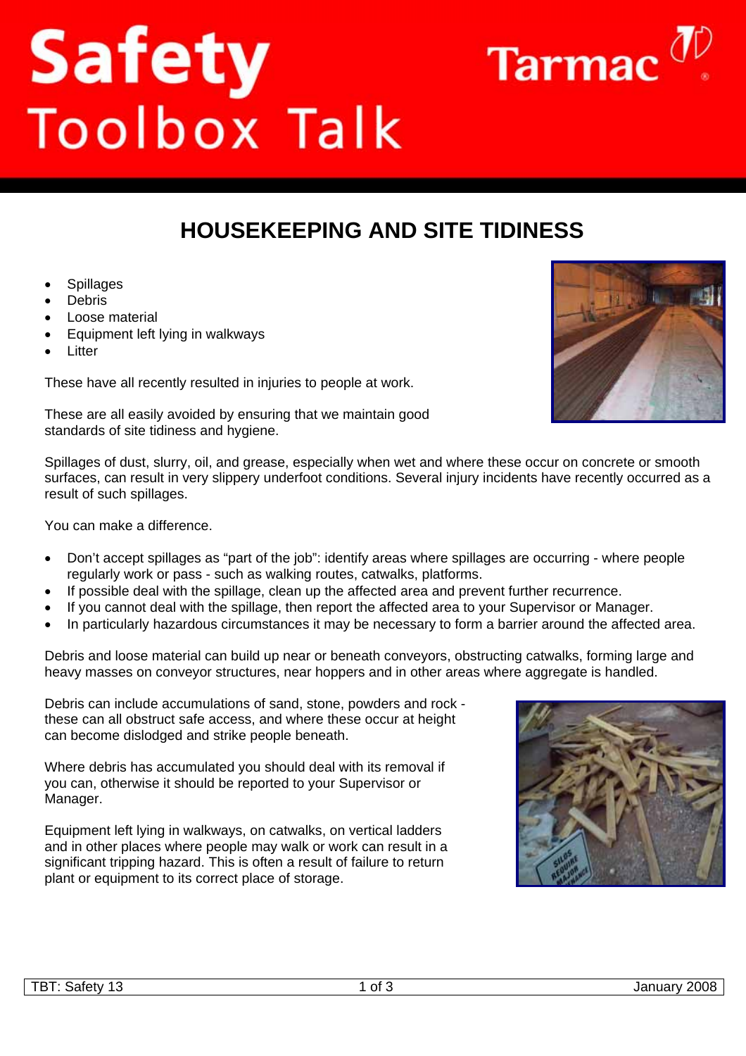# Safety Toolbox Talk

Tarmac

## HOUSEKEEPING AND SITE TIDINESS

- Spillages
- Debris
- Loose material
- Equipment left lying in walkways
- Litter

These have all recently resulted in injuries to people at work.

These are all easily avoided by ensuring that we maintain good standards of site tidiness and hygiene.

Spillages of dust, slurry, oil, and grease, especially when wet and where these occur on concrete or smooth surfaces, can result in very slippery underfoot conditions. Several injury incidents have recently occurred as a result of such spillages.

You can make a difference.

- Don't accept spillages as "part of the job": identify areas where spillages are occurring - where people regularly work or pass - such as walking routes, catwalks, platforms.
- If possible deal with the spillage, clean up the affected area and prevent further recurrence.
- If you cannot deal with the spillage, then report the affected area to your Supervisor or Manager.
- In particularly hazardous circumstances it may be necessary to form a barrier around the affected area.

Debris and loose material can build up near or beneath conveyors, obstructing catwalks, forming large and heavy masses on conveyor structures, near hoppers and in other areas where aggregate is handled.

Debris can include accumulations of sand, stone, powders and rock - these can all obstruct safe access, and where these occur at height can become dislodged and strike people beneath.

Where debris has accumulated you should deal with its removal if you can, otherwise it should be reported to your Supervisor or Manager.

Equipment left lying in walkways, on catwalks, on vertical ladders and in other places where people may walk or work can result in a significant tripping hazard. This is often a result of failure to return plant or equipment to its correct place of storage.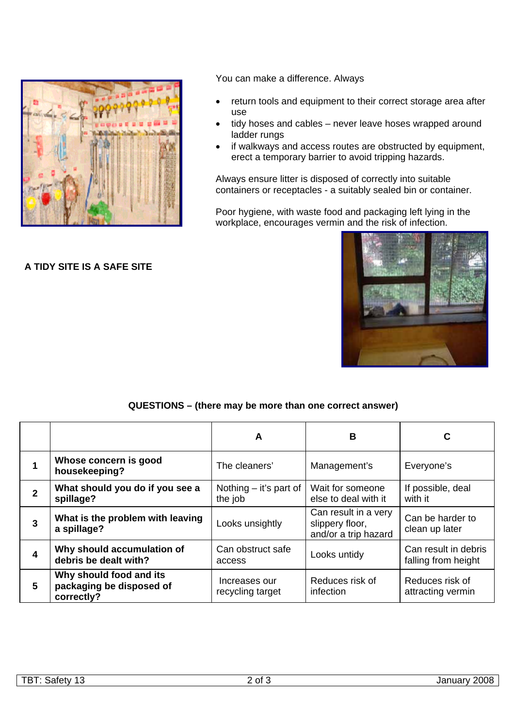You can make a difference. Always

- return tools and equipment to their correct storage area after use
- tidy hoses and cables – never leave hoses wrapped around ladder rungs
- if walkways and access routes are obstructed by equipment, erect a temporary barrier to avoid tripping hazards.

Always ensure litter is disposed of correctly into suitable containers or receptacles - a suitably sealed bin or container.

Poor hygiene, with waste food and packaging left lying in the workplace, encourages vermin and the risk of infection.

**A TIDY SITE IS A SAFE SITE**

**QUESTIONS – (there may be more than one correct answer)**

| | | A | B | C |
|---|---|---|---|---|
| **1** | **Whose concern is good housekeeping?** | The cleaners' | Management's | Everyone's |
| **2** | **What should you do if you see a spillage?** | Nothing – it's part of the job | Wait for someone else to deal with it | If possible, deal with it |
| **3** | **What is the problem with leaving a spillage?** | Looks unsightly | Can result in a very slippery floor, and/or a trip hazard | Can be harder to clean up later |
| **4** | **Why should accumulation of debris be dealt with?** | Can obstruct safe access | Looks untidy | Can result in debris falling from height |
| **5** | **Why should food and its packaging be disposed of correctly?** | Increases our recycling target | Reduces risk of infection | Reduces risk of attracting vermin |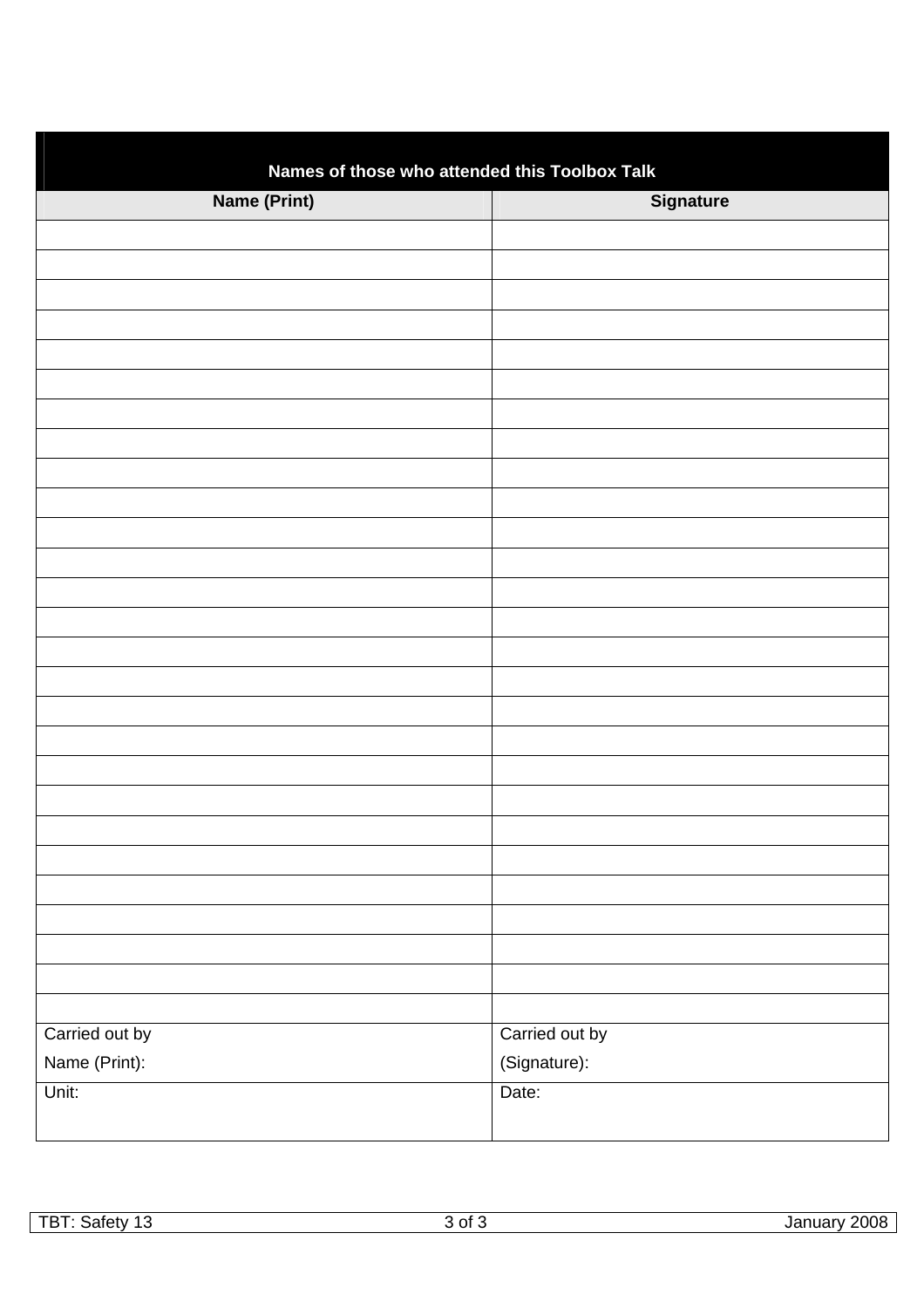| Names of those who attended this Toolbox Talk | |
|---|---|
| **Name (Print)** | **Signature** |
| | |
| | |
| | |
| | |
| | |
| | |
| | |
| | |
| | |
| | |
| | |
| | |
| | |
| | |
| | |
| | |
| | |
| | |
| | |
| | |
| | |
| | |
| | |
| | |
| | |
| | |
| | |
| Carried out by Name (Print): | Carried out by (Signature): |
| Unit: | Date: |